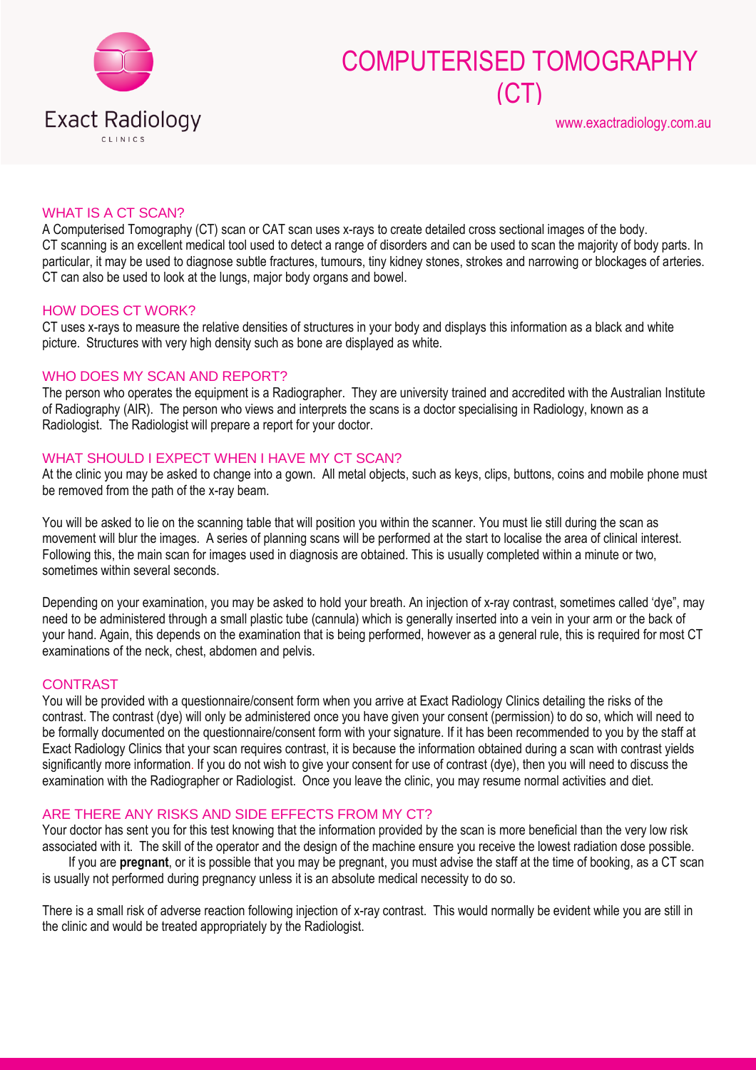Exact Radiology

CLINICS

# COMPUTERISED TOMOGRAPHY (CT)

www.exactradiology.com.au

## WHAT IS A CT SCAN?

A Computerised Tomography (CT) scan or CAT scan uses x-rays to create detailed cross sectional images of the body. CT scanning is an excellent medical tool used to detect a range of disorders and can be used to scan the majority of body parts. In particular, it may be used to diagnose subtle fractures, tumours, tiny kidney stones, strokes and narrowing or blockages of arteries. CT can also be used to look at the lungs, major body organs and bowel.

## HOW DOES CT WORK?

CT uses x-rays to measure the relative densities of structures in your body and displays this information as a black and white picture. Structures with very high density such as bone are displayed as white.

## WHO DOES MY SCAN AND REPORT?

The person who operates the equipment is a Radiographer. They are university trained and accredited with the Australian Institute of Radiography (AIR). The person who views and interprets the scans is a doctor specialising in Radiology, known as a Radiologist. The Radiologist will prepare a report for your doctor.

## WHAT SHOULD I EXPECT WHEN I HAVE MY CT SCAN?

At the clinic you may be asked to change into a gown. All metal objects, such as keys, clips, buttons, coins and mobile phone must be removed from the path of the x-ray beam.

You will be asked to lie on the scanning table that will position you within the scanner. You must lie still during the scan as movement will blur the images. A series of planning scans will be performed at the start to localise the area of clinical interest. Following this, the main scan for images used in diagnosis are obtained. This is usually completed within a minute or two, sometimes within several seconds.

Depending on your examination, you may be asked to hold your breath. An injection of x-ray contrast, sometimes called 'dye", may need to be administered through a small plastic tube (cannula) which is generally inserted into a vein in your arm or the back of your hand. Again, this depends on the examination that is being performed, however as a general rule, this is required for most CT examinations of the neck, chest, abdomen and pelvis.

## CONTRAST

You will be provided with a questionnaire/consent form when you arrive at Exact Radiology Clinics detailing the risks of the contrast. The contrast (dye) will only be administered once you have given your consent (permission) to do so, which will need to be formally documented on the questionnaire/consent form with your signature. If it has been recommended to you by the staff at Exact Radiology Clinics that your scan requires contrast, it is because the information obtained during a scan with contrast yields significantly more information. If you do not wish to give your consent for use of contrast (dye), then you will need to discuss the examination with the Radiographer or Radiologist. Once you leave the clinic, you may resume normal activities and diet.

## ARE THERE ANY RISKS AND SIDE EFFECTS FROM MY CT?

Your doctor has sent you for this test knowing that the information provided by the scan is more beneficial than the very low risk associated with it. The skill of the operator and the design of the machine ensure you receive the lowest radiation dose possible.

If you are **pregnant**, or it is possible that you may be pregnant, you must advise the staff at the time of booking, as a CT scan is usually not performed during pregnancy unless it is an absolute medical necessity to do so.

There is a small risk of adverse reaction following injection of x-ray contrast. This would normally be evident while you are still in the clinic and would be treated appropriately by the Radiologist.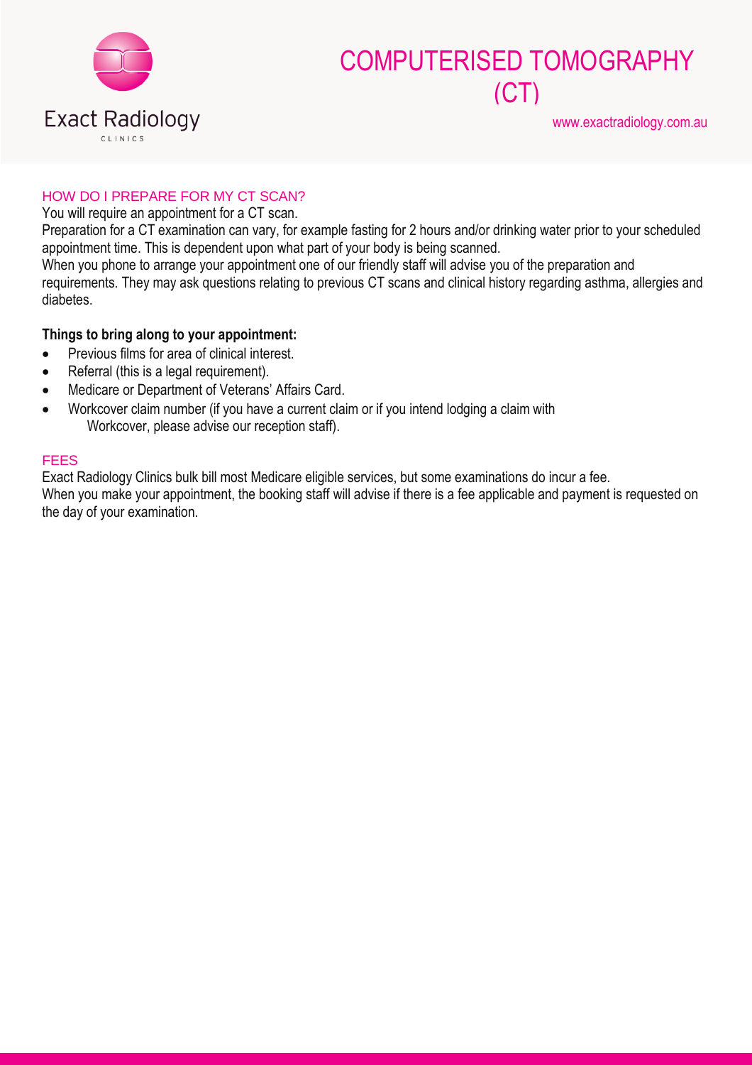Exact Radiology

CLINICS

# COMPUTERISED TOMOGRAPHY (CT)

www.exactradiology.com.au

## HOW DO I PREPARE FOR MY CT SCAN?

You will require an appointment for a CT scan.

Preparation for a CT examination can vary, for example fasting for 2 hours and/or drinking water prior to your scheduled appointment time. This is dependent upon what part of your body is being scanned.

When you phone to arrange your appointment one of our friendly staff will advise you of the preparation and requirements. They may ask questions relating to previous CT scans and clinical history regarding asthma, allergies and diabetes.

**Things to bring along to your appointment:**

- Previous films for area of clinical interest.
- Referral (this is a legal requirement).
- Medicare or Department of Veterans' Affairs Card.
- Workcover claim number (if you have a current claim or if you intend lodging a claim with Workcover, please advise our reception staff).

## FEES

Exact Radiology Clinics bulk bill most Medicare eligible services, but some examinations do incur a fee.

When you make your appointment, the booking staff will advise if there is a fee applicable and payment is requested on the day of your examination.